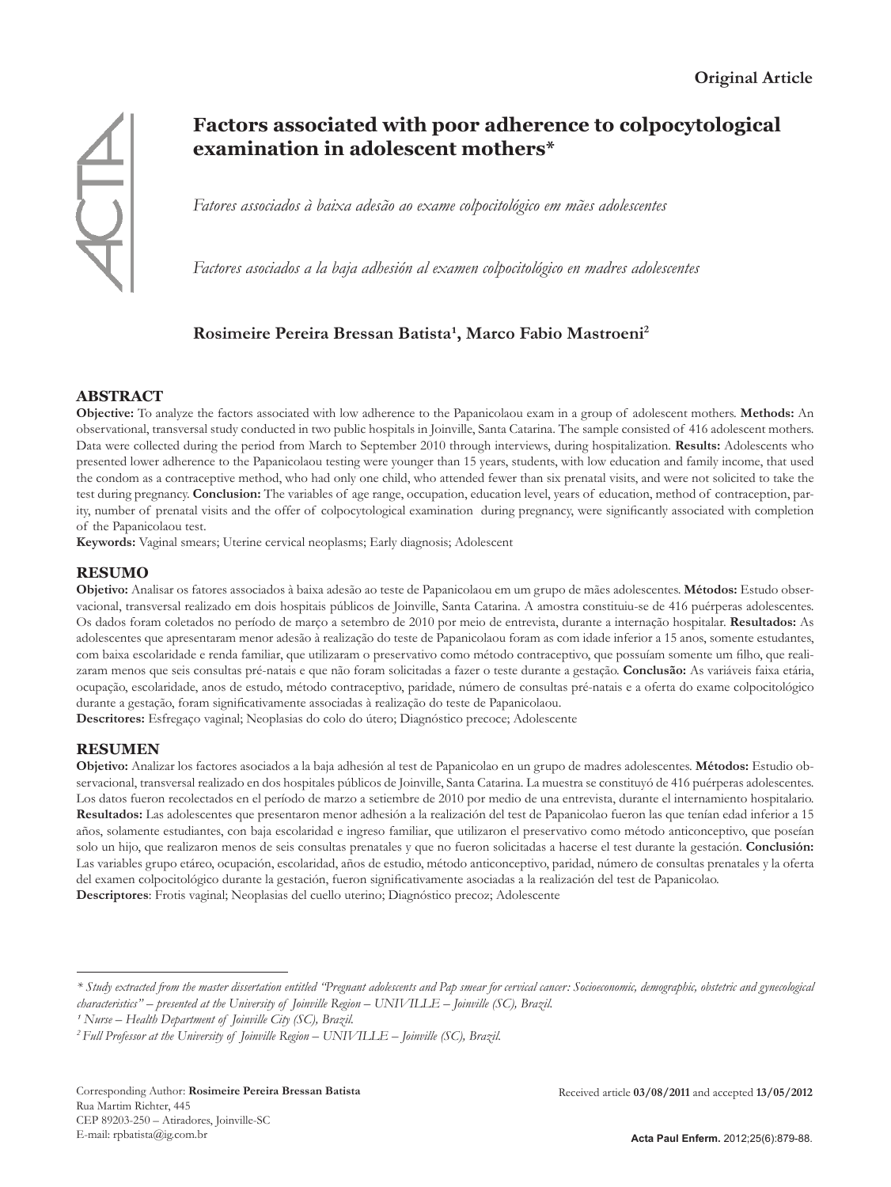Original Article

# Factors associated with poor adherence to colpocytological examination in adolescent mothers*

*Fatores associados à baixa adesão ao exame colpocitológico em mães adolescentes*

*Factores asociados a la baja adhesión al examen colpocitológico en madres adolescentes*

**Rosimeire Pereira Bressan Batista[1], Marco Fabio Mastroeni[2]**

## ABSTRACT

**Objective:** To analyze the factors associated with low adherence to the Papanicolaou exam in a group of adolescent mothers. **Methods:** An observational, transversal study conducted in two public hospitals in Joinville, Santa Catarina. The sample consisted of 416 adolescent mothers. Data were collected during the period from March to September 2010 through interviews, during hospitalization. **Results:** Adolescents who presented lower adherence to the Papanicolaou testing were younger than 15 years, students, with low education and family income, that used the condom as a contraceptive method, who had only one child, who attended fewer than six prenatal visits, and were not solicited to take the test during pregnancy. **Conclusion:** The variables of age range, occupation, education level, years of education, method of contraception, parity, number of prenatal visits and the offer of colpocytological examination during pregnancy, were significantly associated with completion of the Papanicolaou test.

**Keywords:** Vaginal smears; Uterine cervical neoplasms; Early diagnosis; Adolescent

## RESUMO

**Objetivo:** Analisar os fatores associados à baixa adesão ao teste de Papanicolaou em um grupo de mães adolescentes. **Métodos:** Estudo observacional, transversal realizado em dois hospitais públicos de Joinville, Santa Catarina. A amostra constituiu-se de 416 puérperas adolescentes. Os dados foram coletados no período de março a setembro de 2010 por meio de entrevista, durante a internação hospitalar. **Resultados:** As adolescentes que apresentaram menor adesão à realização do teste de Papanicolaou foram as com idade inferior a 15 anos, somente estudantes, com baixa escolaridade e renda familiar, que utilizaram o preservativo como método contraceptivo, que possuíam somente um filho, que realizaram menos que seis consultas pré-natais e que não foram solicitadas a fazer o teste durante a gestação. **Conclusão:** As variáveis faixa etária, ocupação, escolaridade, anos de estudo, método contraceptivo, paridade, número de consultas pré-natais e a oferta do exame colpocitológico durante a gestação, foram significativamente associadas à realização do teste de Papanicolaou.

**Descritores:** Esfregaço vaginal; Neoplasias do colo do útero; Diagnóstico precoce; Adolescente

## RESUMEN

**Objetivo:** Analizar los factores asociados a la baja adhesión al test de Papanicolao en un grupo de madres adolescentes. **Métodos:** Estudio observacional, transversal realizado en dos hospitales públicos de Joinville, Santa Catarina. La muestra se constituyó de 416 puérperas adolescentes. Los datos fueron recolectados en el período de marzo a setiembre de 2010 por medio de una entrevista, durante el internamiento hospitalario. **Resultados:** Las adolescentes que presentaron menor adhesión a la realización del test de Papanicolao fueron las que tenían edad inferior a 15 años, solamente estudiantes, con baja escolaridad e ingreso familiar, que utilizaron el preservativo como método anticonceptivo, que poseían solo un hijo, que realizaron menos de seis consultas prenatales y que no fueron solicitadas a hacerse el test durante la gestación. **Conclusión:** Las variables grupo etáreo, ocupación, escolaridad, años de estudio, método anticonceptivo, paridad, número de consultas prenatales y la oferta del examen colpocitológico durante la gestación, fueron significativamente asociadas a la realización del test de Papanicolao.

**Descriptores**: Frotis vaginal; Neoplasias del cuello uterino; Diagnóstico precoz; Adolescente

---

* *Study extracted from the master dissertation entitled "Pregnant adolescents and Pap smear for cervical cancer: Socioeconomic, demographic, obstetric and gynecological characteristics" – presented at the University of Joinville Region – UNIVILLE – Joinville (SC), Brazil.*

[1] *Nurse – Health Department of Joinville City (SC), Brazil.*

[2] *Full Professor at the University of Joinville Region – UNIVILLE – Joinville (SC), Brazil.*

Corresponding Author: **Rosimeire Pereira Bressan Batista**
Rua Martim Richter, 445
CEP 89203-250 – Atiradores, Joinville-SC
E-mail: rpbatista@ig.com.br

Received article **03/08/2011** and accepted **13/05/2012**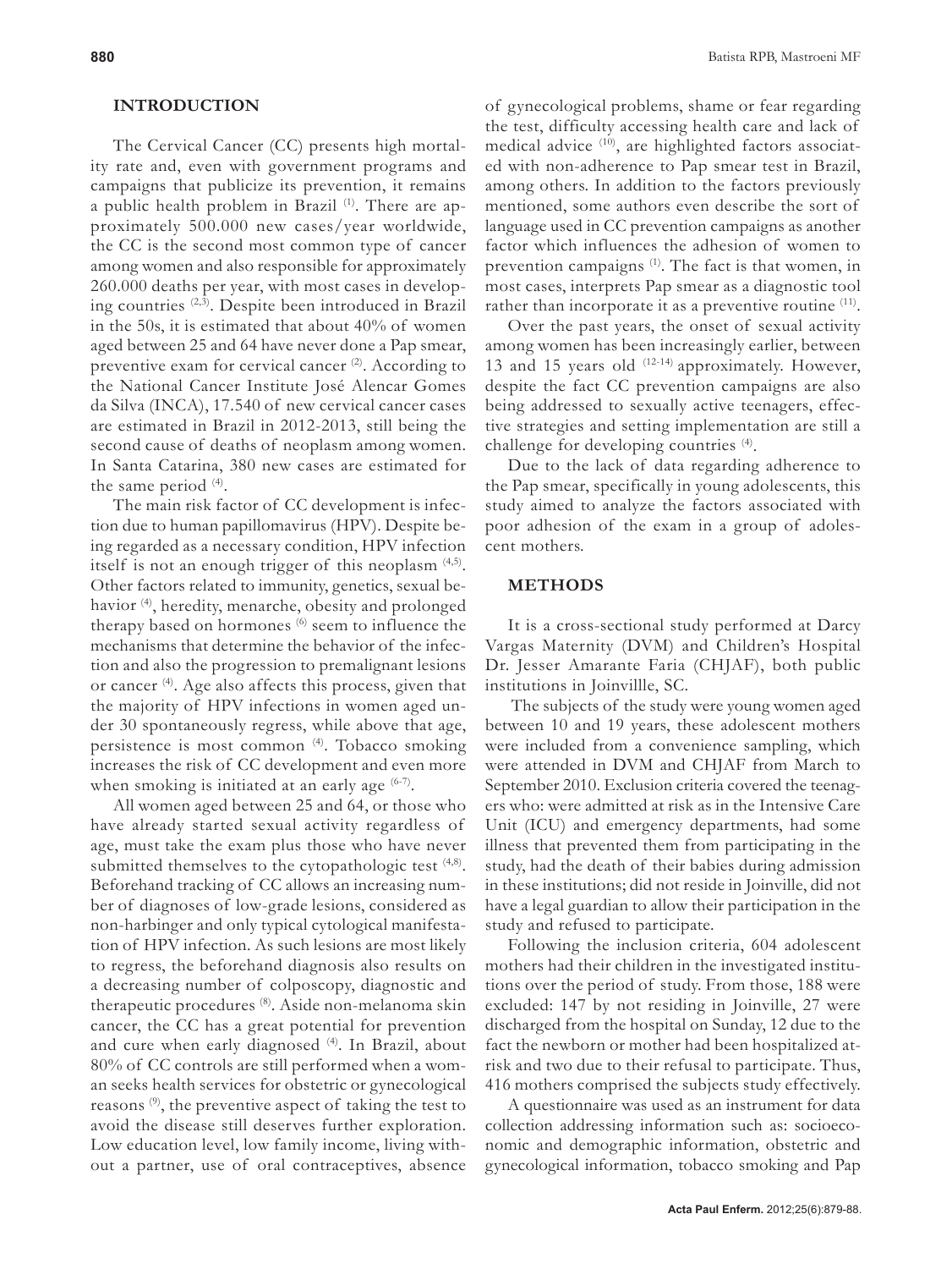## INTRODUCTION

The Cervical Cancer (CC) presents high mortality rate and, even with government programs and campaigns that publicize its prevention, it remains a public health problem in Brazil [1]. There are approximately 500.000 new cases/year worldwide, the CC is the second most common type of cancer among women and also responsible for approximately 260.000 deaths per year, with most cases in developing countries [2,3]. Despite been introduced in Brazil in the 50s, it is estimated that about 40% of women aged between 25 and 64 have never done a Pap smear, preventive exam for cervical cancer [2]. According to the National Cancer Institute José Alencar Gomes da Silva (INCA), 17.540 of new cervical cancer cases are estimated in Brazil in 2012-2013, still being the second cause of deaths of neoplasm among women. In Santa Catarina, 380 new cases are estimated for the same period [4].

The main risk factor of CC development is infection due to human papillomavirus (HPV). Despite being regarded as a necessary condition, HPV infection itself is not an enough trigger of this neoplasm [4,5]. Other factors related to immunity, genetics, sexual behavior [4], heredity, menarche, obesity and prolonged therapy based on hormones [6] seem to influence the mechanisms that determine the behavior of the infection and also the progression to premalignant lesions or cancer [4]. Age also affects this process, given that the majority of HPV infections in women aged under 30 spontaneously regress, while above that age, persistence is most common [4]. Tobacco smoking increases the risk of CC development and even more when smoking is initiated at an early age [6-7].

All women aged between 25 and 64, or those who have already started sexual activity regardless of age, must take the exam plus those who have never submitted themselves to the cytopathologic test [4,8]. Beforehand tracking of CC allows an increasing number of diagnoses of low-grade lesions, considered as non-harbinger and only typical cytological manifestation of HPV infection. As such lesions are most likely to regress, the beforehand diagnosis also results on a decreasing number of colposcopy, diagnostic and therapeutic procedures [8]. Aside non-melanoma skin cancer, the CC has a great potential for prevention and cure when early diagnosed [4]. In Brazil, about 80% of CC controls are still performed when a woman seeks health services for obstetric or gynecological reasons [9], the preventive aspect of taking the test to avoid the disease still deserves further exploration. Low education level, low family income, living without a partner, use of oral contraceptives, absence of gynecological problems, shame or fear regarding the test, difficulty accessing health care and lack of medical advice [10], are highlighted factors associated with non-adherence to Pap smear test in Brazil, among others. In addition to the factors previously mentioned, some authors even describe the sort of language used in CC prevention campaigns as another factor which influences the adhesion of women to prevention campaigns [1]. The fact is that women, in most cases, interprets Pap smear as a diagnostic tool rather than incorporate it as a preventive routine [11].

Over the past years, the onset of sexual activity among women has been increasingly earlier, between 13 and 15 years old [12-14] approximately. However, despite the fact CC prevention campaigns are also being addressed to sexually active teenagers, effective strategies and setting implementation are still a challenge for developing countries [4].

Due to the lack of data regarding adherence to the Pap smear, specifically in young adolescents, this study aimed to analyze the factors associated with poor adhesion of the exam in a group of adolescent mothers.

## METHODS

It is a cross-sectional study performed at Darcy Vargas Maternity (DVM) and Children's Hospital Dr. Jesser Amarante Faria (CHJAF), both public institutions in Joinvillle, SC.

The subjects of the study were young women aged between 10 and 19 years, these adolescent mothers were included from a convenience sampling, which were attended in DVM and CHJAF from March to September 2010. Exclusion criteria covered the teenagers who: were admitted at risk as in the Intensive Care Unit (ICU) and emergency departments, had some illness that prevented them from participating in the study, had the death of their babies during admission in these institutions; did not reside in Joinville, did not have a legal guardian to allow their participation in the study and refused to participate.

Following the inclusion criteria, 604 adolescent mothers had their children in the investigated institutions over the period of study. From those, 188 were excluded: 147 by not residing in Joinville, 27 were discharged from the hospital on Sunday, 12 due to the fact the newborn or mother had been hospitalized at-risk and two due to their refusal to participate. Thus, 416 mothers comprised the subjects study effectively.

A questionnaire was used as an instrument for data collection addressing information such as: socioeconomic and demographic information, obstetric and gynecological information, tobacco smoking and Pap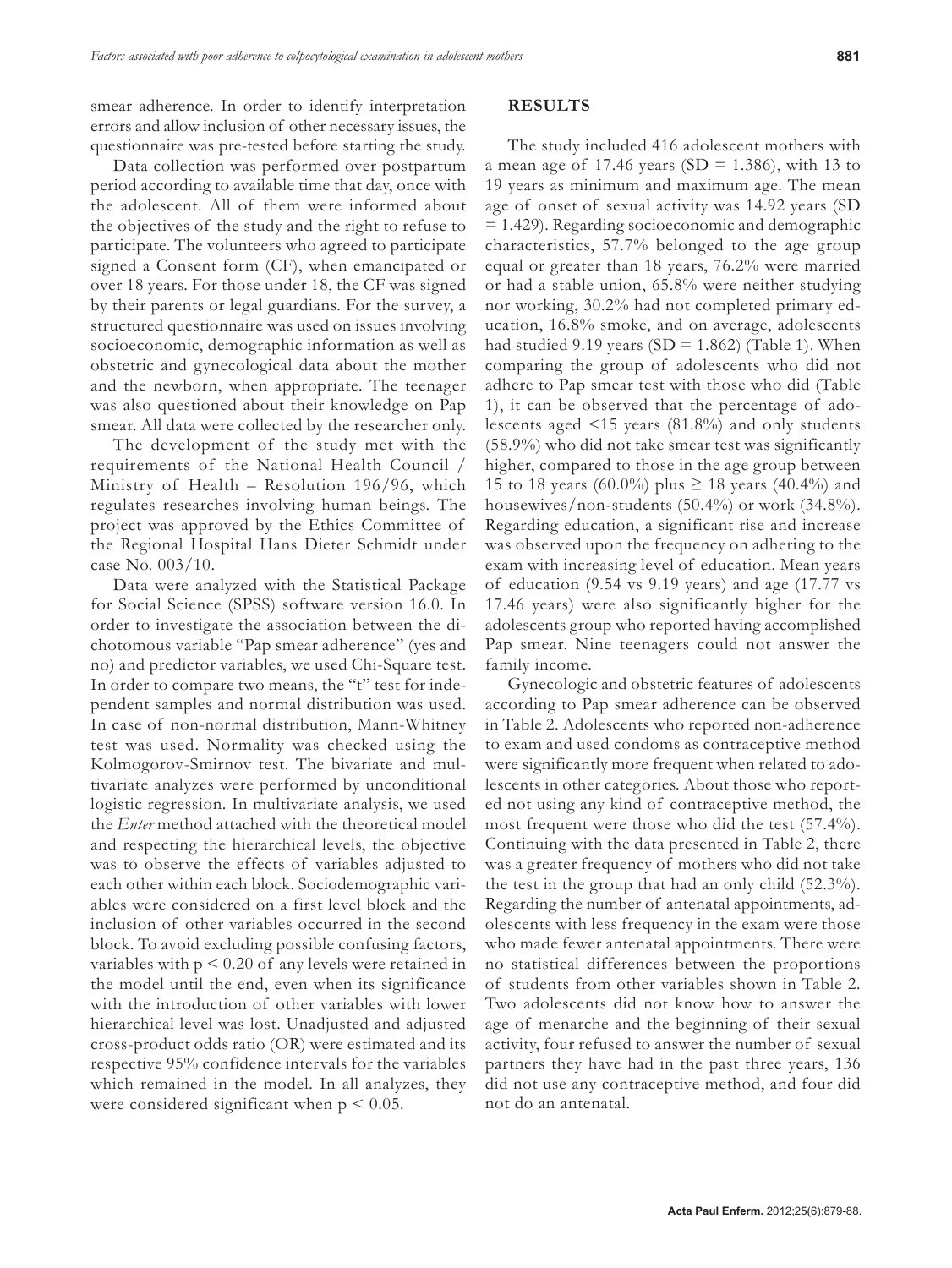smear adherence. In order to identify interpretation errors and allow inclusion of other necessary issues, the questionnaire was pre-tested before starting the study.

Data collection was performed over postpartum period according to available time that day, once with the adolescent. All of them were informed about the objectives of the study and the right to refuse to participate. The volunteers who agreed to participate signed a Consent form (CF), when emancipated or over 18 years. For those under 18, the CF was signed by their parents or legal guardians. For the survey, a structured questionnaire was used on issues involving socioeconomic, demographic information as well as obstetric and gynecological data about the mother and the newborn, when appropriate. The teenager was also questioned about their knowledge on Pap smear. All data were collected by the researcher only.

The development of the study met with the requirements of the National Health Council / Ministry of Health – Resolution 196/96, which regulates researches involving human beings. The project was approved by the Ethics Committee of the Regional Hospital Hans Dieter Schmidt under case No. 003/10.

Data were analyzed with the Statistical Package for Social Science (SPSS) software version 16.0. In order to investigate the association between the dichotomous variable "Pap smear adherence" (yes and no) and predictor variables, we used Chi-Square test. In order to compare two means, the "t" test for independent samples and normal distribution was used. In case of non-normal distribution, Mann-Whitney test was used. Normality was checked using the Kolmogorov-Smirnov test. The bivariate and multivariate analyzes were performed by unconditional logistic regression. In multivariate analysis, we used the *Enter* method attached with the theoretical model and respecting the hierarchical levels, the objective was to observe the effects of variables adjusted to each other within each block. Sociodemographic variables were considered on a first level block and the inclusion of other variables occurred in the second block. To avoid excluding possible confusing factors, variables with $p < 0.20$ of any levels were retained in the model until the end, even when its significance with the introduction of other variables with lower hierarchical level was lost. Unadjusted and adjusted cross-product odds ratio (OR) were estimated and its respective 95% confidence intervals for the variables which remained in the model. In all analyzes, they were considered significant when $p < 0.05$.

## RESULTS

The study included 416 adolescent mothers with a mean age of 17.46 years (SD = 1.386), with 13 to 19 years as minimum and maximum age. The mean age of onset of sexual activity was 14.92 years (SD = 1.429). Regarding socioeconomic and demographic characteristics, 57.7% belonged to the age group equal or greater than 18 years, 76.2% were married or had a stable union, 65.8% were neither studying nor working, 30.2% had not completed primary education, 16.8% smoke, and on average, adolescents had studied 9.19 years (SD = 1.862) (Table 1). When comparing the group of adolescents who did not adhere to Pap smear test with those who did (Table 1), it can be observed that the percentage of adolescents aged <15 years (81.8%) and only students (58.9%) who did not take smear test was significantly higher, compared to those in the age group between 15 to 18 years (60.0%) plus ≥ 18 years (40.4%) and housewives/non-students (50.4%) or work (34.8%). Regarding education, a significant rise and increase was observed upon the frequency on adhering to the exam with increasing level of education. Mean years of education (9.54 vs 9.19 years) and age (17.77 vs 17.46 years) were also significantly higher for the adolescents group who reported having accomplished Pap smear. Nine teenagers could not answer the family income.

Gynecologic and obstetric features of adolescents according to Pap smear adherence can be observed in Table 2. Adolescents who reported non-adherence to exam and used condoms as contraceptive method were significantly more frequent when related to adolescents in other categories. About those who reported not using any kind of contraceptive method, the most frequent were those who did the test (57.4%). Continuing with the data presented in Table 2, there was a greater frequency of mothers who did not take the test in the group that had an only child (52.3%). Regarding the number of antenatal appointments, adolescents with less frequency in the exam were those who made fewer antenatal appointments. There were no statistical differences between the proportions of students from other variables shown in Table 2. Two adolescents did not know how to answer the age of menarche and the beginning of their sexual activity, four refused to answer the number of sexual partners they have had in the past three years, 136 did not use any contraceptive method, and four did not do an antenatal.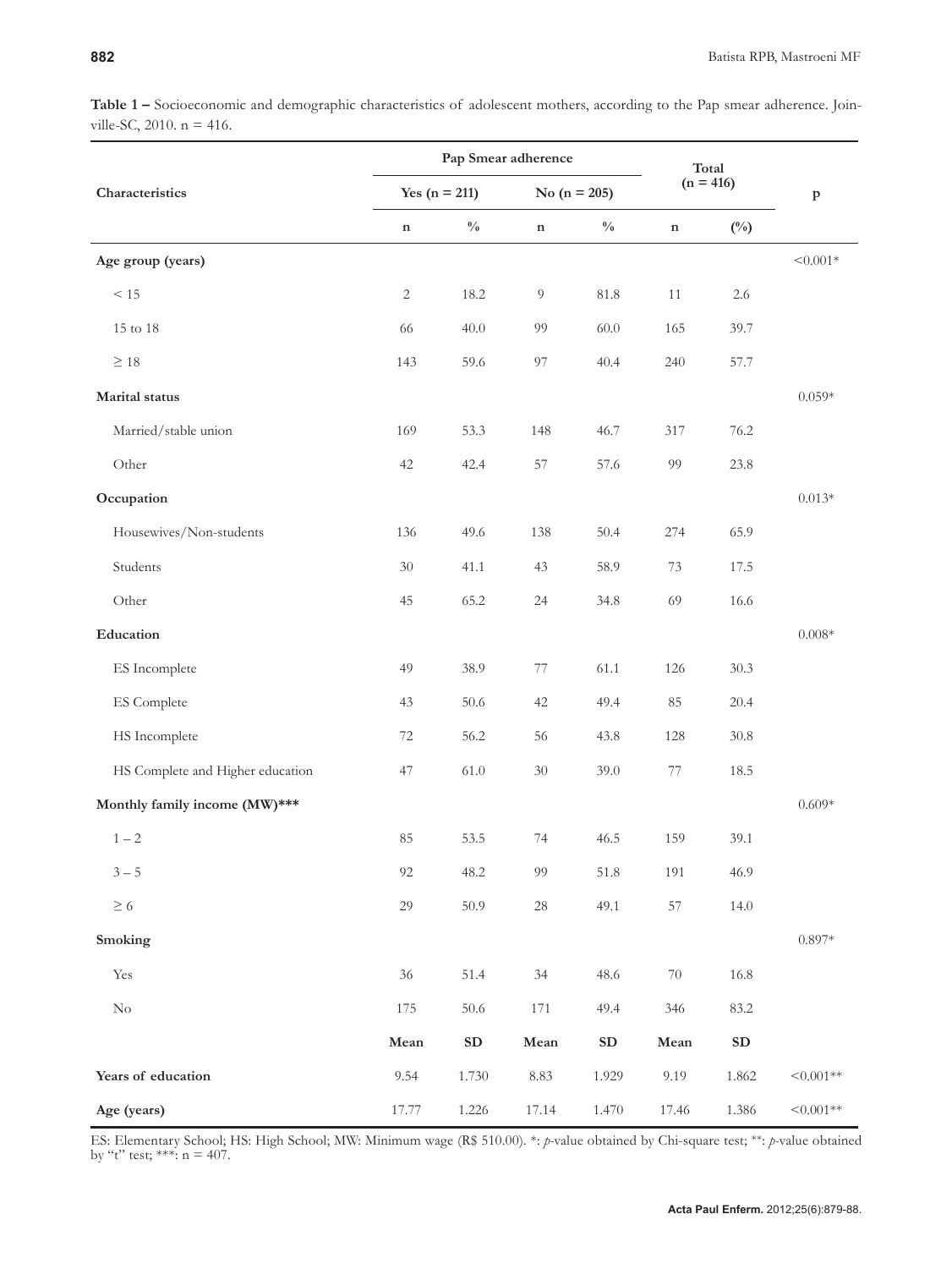**Table 1 –** Socioeconomic and demographic characteristics of adolescent mothers, according to the Pap smear adherence. Joinville-SC, 2010. n = 416.

| Characteristics | Pap Smear adherence | | | | Total (n = 416) | | p |
|---|---|---|---|---|---|---|---|
| | Yes (n = 211) | | No (n = 205) | | | | |
| | n | % | n | % | n | (%) | |
| **Age group (years)** | | | | | | | <0.001* |
| < 15 | 2 | 18.2 | 9 | 81.8 | 11 | 2.6 | |
| 15 to 18 | 66 | 40.0 | 99 | 60.0 | 165 | 39.7 | |
| ≥ 18 | 143 | 59.6 | 97 | 40.4 | 240 | 57.7 | |
| **Marital status** | | | | | | | 0.059* |
| Married/stable union | 169 | 53.3 | 148 | 46.7 | 317 | 76.2 | |
| Other | 42 | 42.4 | 57 | 57.6 | 99 | 23.8 | |
| **Occupation** | | | | | | | 0.013* |
| Housewives/Non-students | 136 | 49.6 | 138 | 50.4 | 274 | 65.9 | |
| Students | 30 | 41.1 | 43 | 58.9 | 73 | 17.5 | |
| Other | 45 | 65.2 | 24 | 34.8 | 69 | 16.6 | |
| **Education** | | | | | | | 0.008* |
| ES Incomplete | 49 | 38.9 | 77 | 61.1 | 126 | 30.3 | |
| ES Complete | 43 | 50.6 | 42 | 49.4 | 85 | 20.4 | |
| HS Incomplete | 72 | 56.2 | 56 | 43.8 | 128 | 30.8 | |
| HS Complete and Higher education | 47 | 61.0 | 30 | 39.0 | 77 | 18.5 | |
| **Monthly family income (MW)*** ** | | | | | | | 0.609* |
| 1 – 2 | 85 | 53.5 | 74 | 46.5 | 159 | 39.1 | |
| 3 – 5 | 92 | 48.2 | 99 | 51.8 | 191 | 46.9 | |
| ≥ 6 | 29 | 50.9 | 28 | 49.1 | 57 | 14.0 | |
| **Smoking** | | | | | | | 0.897* |
| Yes | 36 | 51.4 | 34 | 48.6 | 70 | 16.8 | |
| No | 175 | 50.6 | 171 | 49.4 | 346 | 83.2 | |
| | **Mean** | **SD** | **Mean** | **SD** | **Mean** | **SD** | |
| **Years of education** | 9.54 | 1.730 | 8.83 | 1.929 | 9.19 | 1.862 | <0.001** |
| **Age (years)** | 17.77 | 1.226 | 17.14 | 1.470 | 17.46 | 1.386 | <0.001** |

ES: Elementary School; HS: High School; MW: Minimum wage (R$ 510.00). *: *p*-value obtained by Chi-square test; **: *p*-value obtained by "t" test; ***: n = 407.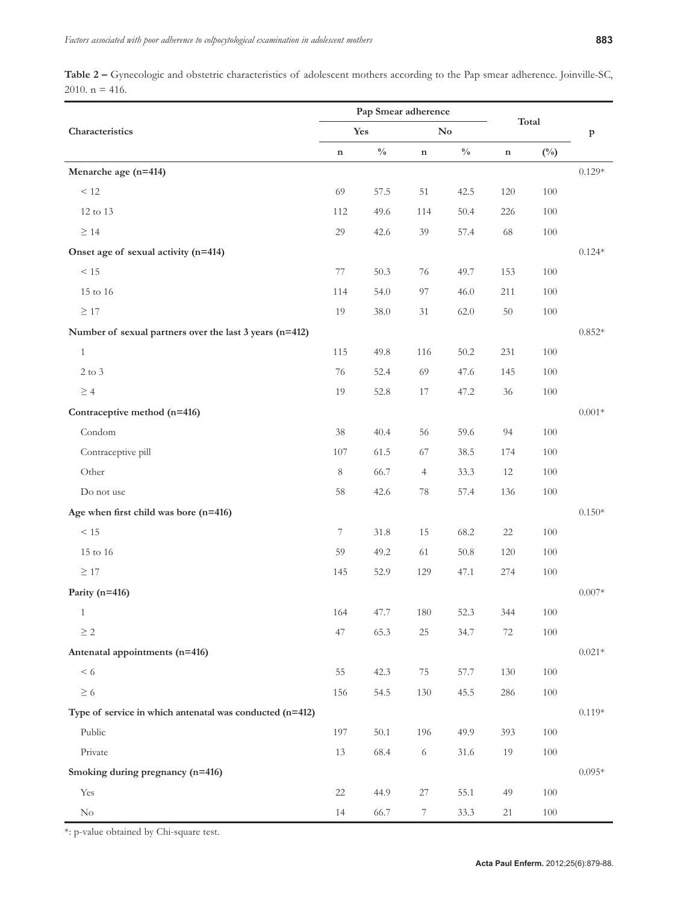**Table 2 –** Gynecologic and obstetric characteristics of adolescent mothers according to the Pap smear adherence. Joinville-SC, 2010. n = 416.

| Characteristics | Pap Smear adherence | | | | Total | | p |
|---|---|---|---|---|---|---|---|
| | Yes | | No | | | | |
| | n | % | n | % | n | (%) | |
| **Menarche age (n=414)** | | | | | | | 0.129* |
| < 12 | 69 | 57.5 | 51 | 42.5 | 120 | 100 | |
| 12 to 13 | 112 | 49.6 | 114 | 50.4 | 226 | 100 | |
| ≥ 14 | 29 | 42.6 | 39 | 57.4 | 68 | 100 | |
| **Onset age of sexual activity (n=414)** | | | | | | | 0.124* |
| < 15 | 77 | 50.3 | 76 | 49.7 | 153 | 100 | |
| 15 to 16 | 114 | 54.0 | 97 | 46.0 | 211 | 100 | |
| ≥ 17 | 19 | 38.0 | 31 | 62.0 | 50 | 100 | |
| **Number of sexual partners over the last 3 years (n=412)** | | | | | | | 0.852* |
| 1 | 115 | 49.8 | 116 | 50.2 | 231 | 100 | |
| 2 to 3 | 76 | 52.4 | 69 | 47.6 | 145 | 100 | |
| ≥ 4 | 19 | 52.8 | 17 | 47.2 | 36 | 100 | |
| **Contraceptive method (n=416)** | | | | | | | 0.001* |
| Condom | 38 | 40.4 | 56 | 59.6 | 94 | 100 | |
| Contraceptive pill | 107 | 61.5 | 67 | 38.5 | 174 | 100 | |
| Other | 8 | 66.7 | 4 | 33.3 | 12 | 100 | |
| Do not use | 58 | 42.6 | 78 | 57.4 | 136 | 100 | |
| **Age when first child was bore (n=416)** | | | | | | | 0.150* |
| < 15 | 7 | 31.8 | 15 | 68.2 | 22 | 100 | |
| 15 to 16 | 59 | 49.2 | 61 | 50.8 | 120 | 100 | |
| ≥ 17 | 145 | 52.9 | 129 | 47.1 | 274 | 100 | |
| **Parity (n=416)** | | | | | | | 0.007* |
| 1 | 164 | 47.7 | 180 | 52.3 | 344 | 100 | |
| ≥ 2 | 47 | 65.3 | 25 | 34.7 | 72 | 100 | |
| **Antenatal appointments (n=416)** | | | | | | | 0.021* |
| < 6 | 55 | 42.3 | 75 | 57.7 | 130 | 100 | |
| ≥ 6 | 156 | 54.5 | 130 | 45.5 | 286 | 100 | |
| **Type of service in which antenatal was conducted (n=412)** | | | | | | | 0.119* |
| Public | 197 | 50.1 | 196 | 49.9 | 393 | 100 | |
| Private | 13 | 68.4 | 6 | 31.6 | 19 | 100 | |
| **Smoking during pregnancy (n=416)** | | | | | | | 0.095* |
| Yes | 22 | 44.9 | 27 | 55.1 | 49 | 100 | |
| No | 14 | 66.7 | 7 | 33.3 | 21 | 100 | |

*: p-value obtained by Chi-square test.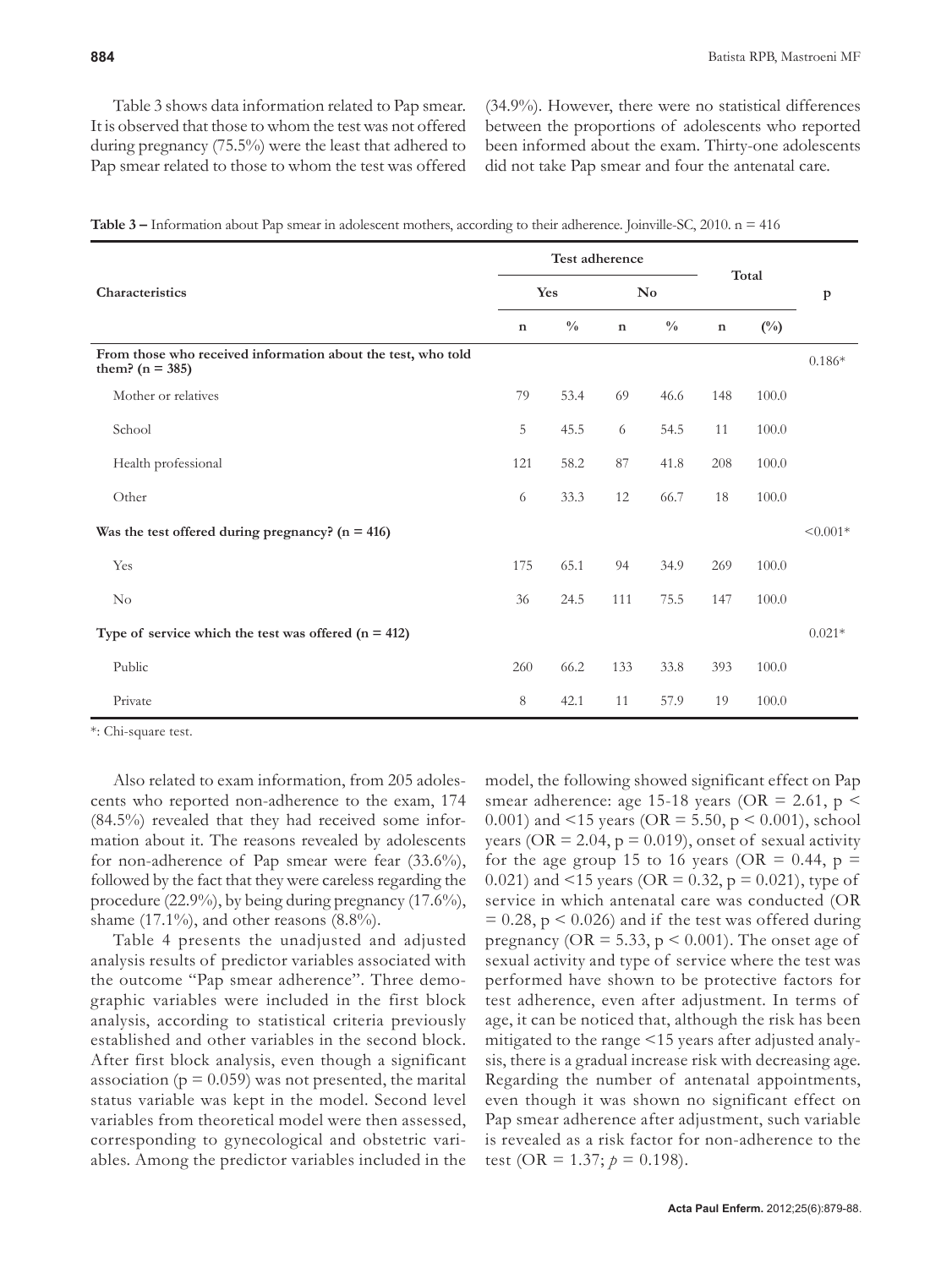Table 3 shows data information related to Pap smear. It is observed that those to whom the test was not offered during pregnancy (75.5%) were the least that adhered to Pap smear related to those to whom the test was offered (34.9%). However, there were no statistical differences between the proportions of adolescents who reported been informed about the exam. Thirty-one adolescents did not take Pap smear and four the antenatal care.

**Table 3 –** Information about Pap smear in adolescent mothers, according to their adherence. Joinville-SC, 2010. n = 416

| Characteristics | Test adherence | | | | Total | | p |
|---|---|---|---|---|---|---|---|
| | Yes | | No | | | | |
| | n | % | n | % | n | (%) | |
| **From those who received information about the test, who told them? (n = 385)** | | | | | | | 0.186* |
| Mother or relatives | 79 | 53.4 | 69 | 46.6 | 148 | 100.0 | |
| School | 5 | 45.5 | 6 | 54.5 | 11 | 100.0 | |
| Health professional | 121 | 58.2 | 87 | 41.8 | 208 | 100.0 | |
| Other | 6 | 33.3 | 12 | 66.7 | 18 | 100.0 | |
| **Was the test offered during pregnancy? (n = 416)** | | | | | | | <0.001* |
| Yes | 175 | 65.1 | 94 | 34.9 | 269 | 100.0 | |
| No | 36 | 24.5 | 111 | 75.5 | 147 | 100.0 | |
| **Type of service which the test was offered (n = 412)** | | | | | | | 0.021* |
| Public | 260 | 66.2 | 133 | 33.8 | 393 | 100.0 | |
| Private | 8 | 42.1 | 11 | 57.9 | 19 | 100.0 | |

*: Chi-square test.

Also related to exam information, from 205 adolescents who reported non-adherence to the exam, 174 (84.5%) revealed that they had received some information about it. The reasons revealed by adolescents for non-adherence of Pap smear were fear (33.6%), followed by the fact that they were careless regarding the procedure (22.9%), by being during pregnancy (17.6%), shame (17.1%), and other reasons (8.8%).

Table 4 presents the unadjusted and adjusted analysis results of predictor variables associated with the outcome "Pap smear adherence". Three demographic variables were included in the first block analysis, according to statistical criteria previously established and other variables in the second block. After first block analysis, even though a significant association ($p = 0.059$) was not presented, the marital status variable was kept in the model. Second level variables from theoretical model were then assessed, corresponding to gynecological and obstetric variables. Among the predictor variables included in the model, the following showed significant effect on Pap smear adherence: age 15-18 years (OR = 2.61, $p < 0.001$) and <15 years (OR = 5.50, $p < 0.001$), school years (OR = 2.04, $p = 0.019$), onset of sexual activity for the age group 15 to 16 years (OR = 0.44, $p = 0.021$) and <15 years (OR = 0.32, $p = 0.021$), type of service in which antenatal care was conducted (OR = 0.28, $p < 0.026$) and if the test was offered during pregnancy (OR = 5.33, $p < 0.001$). The onset age of sexual activity and type of service where the test was performed have shown to be protective factors for test adherence, even after adjustment. In terms of age, it can be noticed that, although the risk has been mitigated to the range <15 years after adjusted analysis, there is a gradual increase risk with decreasing age. Regarding the number of antenatal appointments, even though it was shown no significant effect on Pap smear adherence after adjustment, such variable is revealed as a risk factor for non-adherence to the test (OR = 1.37; $p = 0.198$).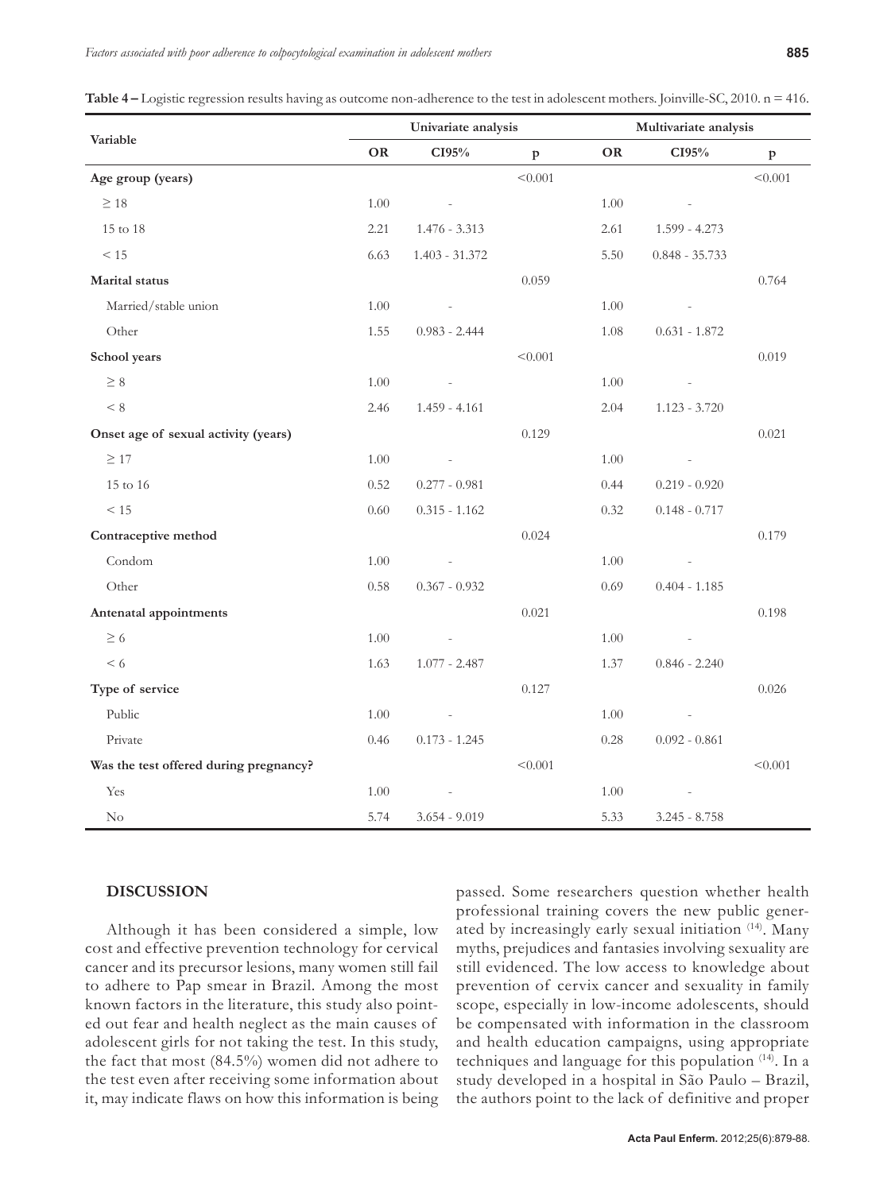**Table 4 –** Logistic regression results having as outcome non-adherence to the test in adolescent mothers. Joinville-SC, 2010. n = 416.

| Variable | Univariate analysis | | | Multivariate analysis | | |
|---|---|---|---|---|---|---|
| | OR | CI95% | p | OR | CI95% | p |
| **Age group (years)** | | | <0.001 | | | <0.001 |
| ≥ 18 | 1.00 | - | | 1.00 | - | |
| 15 to 18 | 2.21 | 1.476 - 3.313 | | 2.61 | 1.599 - 4.273 | |
| < 15 | 6.63 | 1.403 - 31.372 | | 5.50 | 0.848 - 35.733 | |
| **Marital status** | | | 0.059 | | | 0.764 |
| Married/stable union | 1.00 | - | | 1.00 | - | |
| Other | 1.55 | 0.983 - 2.444 | | 1.08 | 0.631 - 1.872 | |
| **School years** | | | <0.001 | | | 0.019 |
| ≥ 8 | 1.00 | - | | 1.00 | - | |
| < 8 | 2.46 | 1.459 - 4.161 | | 2.04 | 1.123 - 3.720 | |
| **Onset age of sexual activity (years)** | | | 0.129 | | | 0.021 |
| ≥ 17 | 1.00 | - | | 1.00 | - | |
| 15 to 16 | 0.52 | 0.277 - 0.981 | | 0.44 | 0.219 - 0.920 | |
| < 15 | 0.60 | 0.315 - 1.162 | | 0.32 | 0.148 - 0.717 | |
| **Contraceptive method** | | | 0.024 | | | 0.179 |
| Condom | 1.00 | - | | 1.00 | - | |
| Other | 0.58 | 0.367 - 0.932 | | 0.69 | 0.404 - 1.185 | |
| **Antenatal appointments** | | | 0.021 | | | 0.198 |
| ≥ 6 | 1.00 | - | | 1.00 | - | |
| < 6 | 1.63 | 1.077 - 2.487 | | 1.37 | 0.846 - 2.240 | |
| **Type of service** | | | 0.127 | | | 0.026 |
| Public | 1.00 | - | | 1.00 | - | |
| Private | 0.46 | 0.173 - 1.245 | | 0.28 | 0.092 - 0.861 | |
| **Was the test offered during pregnancy?** | | | <0.001 | | | <0.001 |
| Yes | 1.00 | - | | 1.00 | - | |
| No | 5.74 | 3.654 - 9.019 | | 5.33 | 3.245 - 8.758 | |

## DISCUSSION

Although it has been considered a simple, low cost and effective prevention technology for cervical cancer and its precursor lesions, many women still fail to adhere to Pap smear in Brazil. Among the most known factors in the literature, this study also pointed out fear and health neglect as the main causes of adolescent girls for not taking the test. In this study, the fact that most (84.5%) women did not adhere to the test even after receiving some information about it, may indicate flaws on how this information is being passed. Some researchers question whether health professional training covers the new public generated by increasingly early sexual initiation [14]. Many myths, prejudices and fantasies involving sexuality are still evidenced. The low access to knowledge about prevention of cervix cancer and sexuality in family scope, especially in low-income adolescents, should be compensated with information in the classroom and health education campaigns, using appropriate techniques and language for this population [14]. In a study developed in a hospital in São Paulo – Brazil, the authors point to the lack of definitive and proper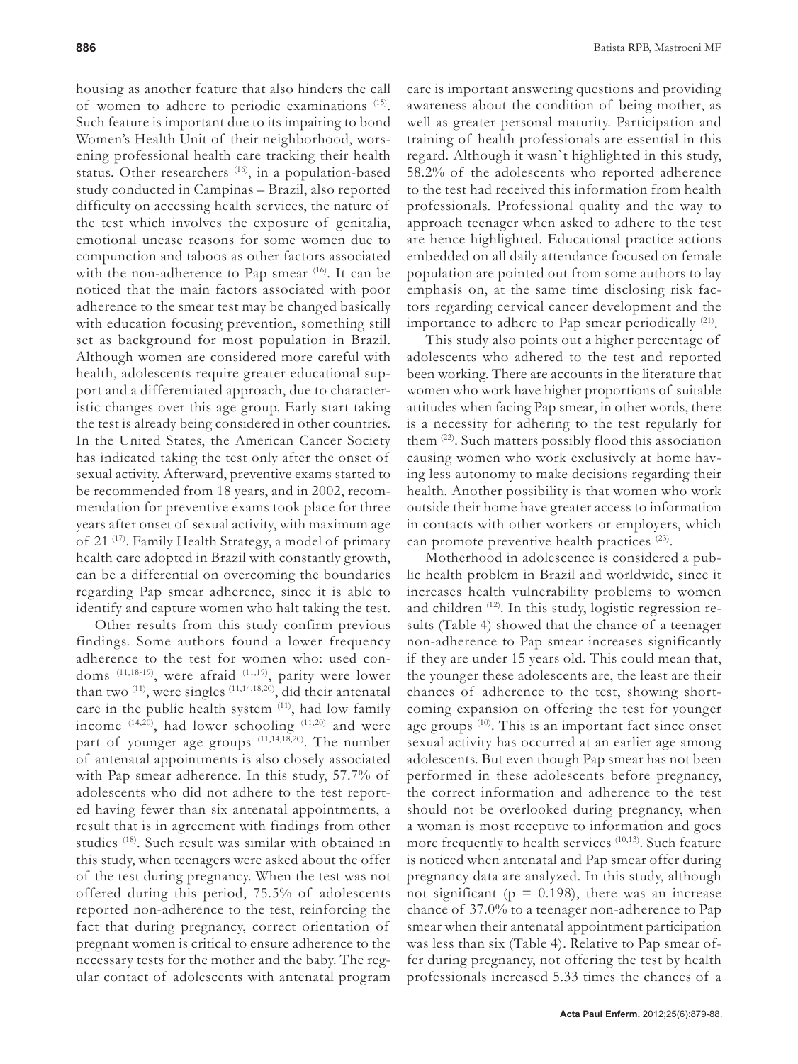housing as another feature that also hinders the call of women to adhere to periodic examinations [15]. Such feature is important due to its impairing to bond Women's Health Unit of their neighborhood, worsening professional health care tracking their health status. Other researchers [16], in a population-based study conducted in Campinas – Brazil, also reported difficulty on accessing health services, the nature of the test which involves the exposure of genitalia, emotional unease reasons for some women due to compunction and taboos as other factors associated with the non-adherence to Pap smear [16]. It can be noticed that the main factors associated with poor adherence to the smear test may be changed basically with education focusing prevention, something still set as background for most population in Brazil. Although women are considered more careful with health, adolescents require greater educational support and a differentiated approach, due to characteristic changes over this age group. Early start taking the test is already being considered in other countries. In the United States, the American Cancer Society has indicated taking the test only after the onset of sexual activity. Afterward, preventive exams started to be recommended from 18 years, and in 2002, recommendation for preventive exams took place for three years after onset of sexual activity, with maximum age of 21 [17]. Family Health Strategy, a model of primary health care adopted in Brazil with constantly growth, can be a differential on overcoming the boundaries regarding Pap smear adherence, since it is able to identify and capture women who halt taking the test.

Other results from this study confirm previous findings. Some authors found a lower frequency adherence to the test for women who: used condoms [11,18-19], were afraid [11,19], parity were lower than two [11], were singles [11,14,18,20], did their antenatal care in the public health system [11], had low family income [14,20], had lower schooling [11,20] and were part of younger age groups [11,14,18,20]. The number of antenatal appointments is also closely associated with Pap smear adherence. In this study, 57.7% of adolescents who did not adhere to the test reported having fewer than six antenatal appointments, a result that is in agreement with findings from other studies [18]. Such result was similar with obtained in this study, when teenagers were asked about the offer of the test during pregnancy. When the test was not offered during this period, 75.5% of adolescents reported non-adherence to the test, reinforcing the fact that during pregnancy, correct orientation of pregnant women is critical to ensure adherence to the necessary tests for the mother and the baby. The regular contact of adolescents with antenatal program care is important answering questions and providing awareness about the condition of being mother, as well as greater personal maturity. Participation and training of health professionals are essential in this regard. Although it wasn`t highlighted in this study, 58.2% of the adolescents who reported adherence to the test had received this information from health professionals. Professional quality and the way to approach teenager when asked to adhere to the test are hence highlighted. Educational practice actions embedded on all daily attendance focused on female population are pointed out from some authors to lay emphasis on, at the same time disclosing risk factors regarding cervical cancer development and the importance to adhere to Pap smear periodically [21].

This study also points out a higher percentage of adolescents who adhered to the test and reported been working. There are accounts in the literature that women who work have higher proportions of suitable attitudes when facing Pap smear, in other words, there is a necessity for adhering to the test regularly for them [22]. Such matters possibly flood this association causing women who work exclusively at home having less autonomy to make decisions regarding their health. Another possibility is that women who work outside their home have greater access to information in contacts with other workers or employers, which can promote preventive health practices [23].

Motherhood in adolescence is considered a public health problem in Brazil and worldwide, since it increases health vulnerability problems to women and children [12]. In this study, logistic regression results (Table 4) showed that the chance of a teenager non-adherence to Pap smear increases significantly if they are under 15 years old. This could mean that, the younger these adolescents are, the least are their chances of adherence to the test, showing shortcoming expansion on offering the test for younger age groups [10]. This is an important fact since onset sexual activity has occurred at an earlier age among adolescents. But even though Pap smear has not been performed in these adolescents before pregnancy, the correct information and adherence to the test should not be overlooked during pregnancy, when a woman is most receptive to information and goes more frequently to health services [10,13]. Such feature is noticed when antenatal and Pap smear offer during pregnancy data are analyzed. In this study, although not significant ($p = 0.198$), there was an increase chance of 37.0% to a teenager non-adherence to Pap smear when their antenatal appointment participation was less than six (Table 4). Relative to Pap smear offer during pregnancy, not offering the test by health professionals increased 5.33 times the chances of a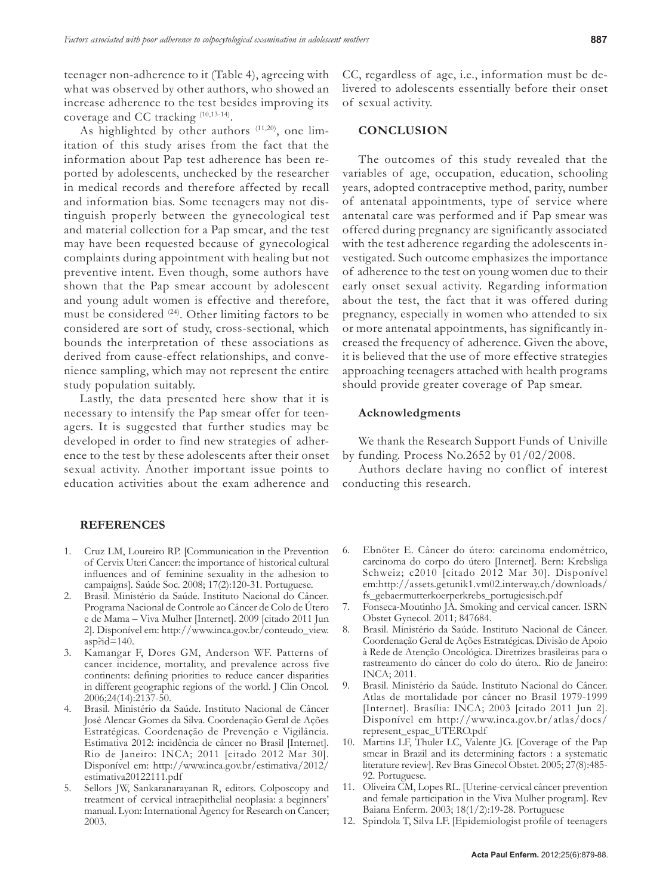teenager non-adherence to it (Table 4), agreeing with what was observed by other authors, who showed an increase adherence to the test besides improving its coverage and CC tracking [10,13-14].

As highlighted by other authors [11,20], one limitation of this study arises from the fact that the information about Pap test adherence has been reported by adolescents, unchecked by the researcher in medical records and therefore affected by recall and information bias. Some teenagers may not distinguish properly between the gynecological test and material collection for a Pap smear, and the test may have been requested because of gynecological complaints during appointment with healing but not preventive intent. Even though, some authors have shown that the Pap smear account by adolescent and young adult women is effective and therefore, must be considered [24]. Other limiting factors to be considered are sort of study, cross-sectional, which bounds the interpretation of these associations as derived from cause-effect relationships, and convenience sampling, which may not represent the entire study population suitably.

Lastly, the data presented here show that it is necessary to intensify the Pap smear offer for teenagers. It is suggested that further studies may be developed in order to find new strategies of adherence to the test by these adolescents after their onset sexual activity. Another important issue points to education activities about the exam adherence and CC, regardless of age, i.e., information must be delivered to adolescents essentially before their onset of sexual activity.

## CONCLUSION

The outcomes of this study revealed that the variables of age, occupation, education, schooling years, adopted contraceptive method, parity, number of antenatal appointments, type of service where antenatal care was performed and if Pap smear was offered during pregnancy are significantly associated with the test adherence regarding the adolescents investigated. Such outcome emphasizes the importance of adherence to the test on young women due to their early onset sexual activity. Regarding information about the test, the fact that it was offered during pregnancy, especially in women who attended to six or more antenatal appointments, has significantly increased the frequency of adherence. Given the above, it is believed that the use of more effective strategies approaching teenagers attached with health programs should provide greater coverage of Pap smear.

### Acknowledgments

We thank the Research Support Funds of Univille by funding. Process No.2652 by 01/02/2008.

Authors declare having no conflict of interest conducting this research.

## REFERENCES

1. Cruz LM, Loureiro RP. [Communication in the Prevention of Cervix Uteri Cancer: the importance of historical cultural influences and of feminine sexuality in the adhesion to campaigns]. Saúde Soc. 2008; 17(2):120-31. Portuguese.
2. Brasil. Ministério da Saúde. Instituto Nacional do Câncer. Programa Nacional de Controle ao Câncer de Colo de Útero e de Mama – Viva Mulher [Internet]. 2009 [citado 2011 Jun 2]. Disponível em: http://www.inca.gov.br/conteudo_view.asp?id=140.
3. Kamangar F, Dores GM, Anderson WF. Patterns of cancer incidence, mortality, and prevalence across five continents: defining priorities to reduce cancer disparities in different geographic regions of the world. J Clin Oncol. 2006;24(14):2137-50.
4. Brasil. Ministério da Saúde. Instituto Nacional de Câncer José Alencar Gomes da Silva. Coordenação Geral de Ações Estratégicas. Coordenação de Prevenção e Vigilância. Estimativa 2012: incidência de câncer no Brasil [Internet]. Rio de Janeiro: INCA; 2011 [citado 2012 Mar 30]. Disponível em: http://www.inca.gov.br/estimativa/2012/estimativa20122111.pdf
5. Sellors JW, Sankaranarayanan R, editors. Colposcopy and treatment of cervical intraepithelial neoplasia: a beginners' manual. Lyon: International Agency for Research on Cancer; 2003.
6. Ebnöter E. Câncer do útero: carcinoma endométrico, carcinoma do corpo do útero [Internet]. Bern: Krebsliga Schweiz; c2010 [citado 2012 Mar 30]. Disponível em:http://assets.getunik1.vm02.interway.ch/downloads/fs_gebaermutterkoerperkrebs_portugiesisch.pdf
7. Fonseca-Moutinho JA. Smoking and cervical cancer. ISRN Obstet Gynecol. 2011; 847684.
8. Brasil. Ministério da Saúde. Instituto Nacional de Câncer. Coordenação Geral de Ações Estratégicas. Divisão de Apoio à Rede de Atenção Oncológica. Diretrizes brasileiras para o rastreamento do câncer do colo do útero.. Rio de Janeiro: INCA; 2011.
9. Brasil. Ministério da Saúde. Instituto Nacional do Câncer. Atlas de mortalidade por câncer no Brasil 1979-1999 [Internet]. Brasília: INCA; 2003 [citado 2011 Jun 2]. Disponível em http://www.inca.gov.br/atlas/docs/represent_espac_UTERO.pdf
10. Martins LF, Thuler LC, Valente JG. [Coverage of the Pap smear in Brazil and its determining factors : a systematic literature review]. Rev Bras Ginecol Obstet. 2005; 27(8):485-92. Portuguese.
11. Oliveira CM, Lopes RL. [Uterine-cervical câncer prevention and female participation in the Viva Mulher program]. Rev Baiana Enferm. 2003; 18(1/2):19-28. Portuguese
12. Spindola T, Silva LF. [Epidemiologist profile of teenagers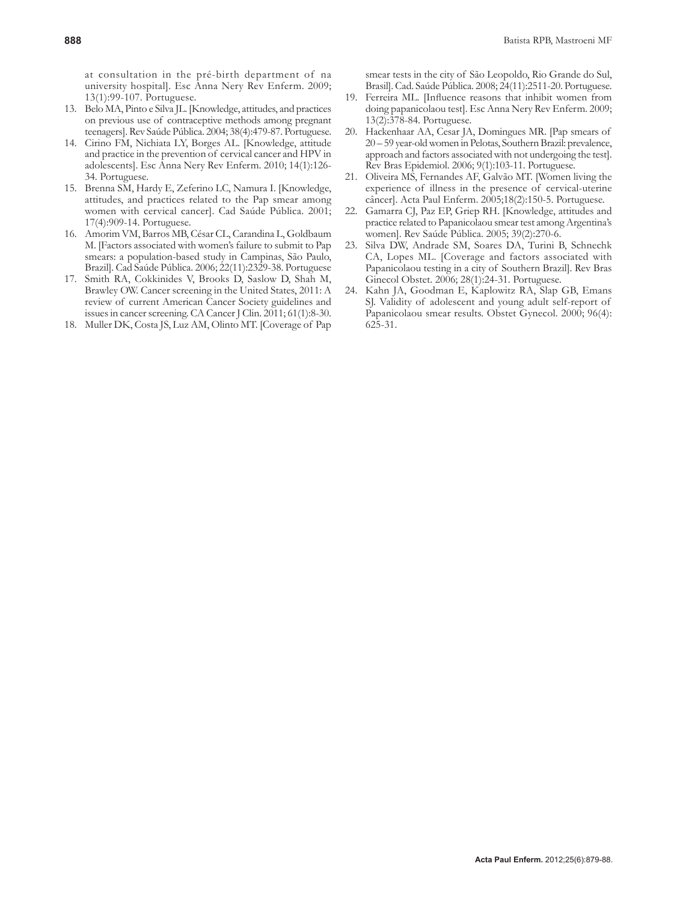at consultation in the pré-birth department of na university hospital]. Esc Anna Nery Rev Enferm. 2009; 13(1):99-107. Portuguese.

13. Belo MA, Pinto e Silva JL. [Knowledge, attitudes, and practices on previous use of contraceptive methods among pregnant teenagers]. Rev Saúde Pública. 2004; 38(4):479-87. Portuguese.
14. Cirino FM, Nichiata LY, Borges AL. [Knowledge, attitude and practice in the prevention of cervical cancer and HPV in adolescents]. Esc Anna Nery Rev Enferm. 2010; 14(1):126-34. Portuguese.
15. Brenna SM, Hardy E, Zeferino LC, Namura I. [Knowledge, attitudes, and practices related to the Pap smear among women with cervical cancer]. Cad Saúde Pública. 2001; 17(4):909-14. Portuguese.
16. Amorim VM, Barros MB, César CL, Carandina L, Goldbaum M. [Factors associated with women's failure to submit to Pap smears: a population-based study in Campinas, São Paulo, Brazil]. Cad Saúde Pública. 2006; 22(11):2329-38. Portuguese
17. Smith RA, Cokkinides V, Brooks D, Saslow D, Shah M, Brawley OW. Cancer screening in the United States, 2011: A review of current American Cancer Society guidelines and issues in cancer screening. CA Cancer J Clin. 2011; 61(1):8-30.
18. Muller DK, Costa JS, Luz AM, Olinto MT. [Coverage of Pap smear tests in the city of São Leopoldo, Rio Grande do Sul, Brasil]. Cad. Saúde Pública. 2008; 24(11):2511-20. Portuguese.
19. Ferreira ML. [Influence reasons that inhibit women from doing papanicolaou test]. Esc Anna Nery Rev Enferm. 2009; 13(2):378-84. Portuguese.
20. Hackenhaar AA, Cesar JA, Domingues MR. [Pap smears of 20 – 59 year-old women in Pelotas, Southern Brazil: prevalence, approach and factors associated with not undergoing the test]. Rev Bras Epidemiol. 2006; 9(1):103-11. Portuguese.
21. Oliveira MS, Fernandes AF, Galvão MT. [Women living the experience of illness in the presence of cervical-uterine câncer]. Acta Paul Enferm. 2005;18(2):150-5. Portuguese.
22. Gamarra CJ, Paz EP, Griep RH. [Knowledge, attitudes and practice related to Papanicolaou smear test among Argentina's women]. Rev Saúde Pública. 2005; 39(2):270-6.
23. Silva DW, Andrade SM, Soares DA, Turini B, Schnechk CA, Lopes ML. [Coverage and factors associated with Papanicolaou testing in a city of Southern Brazil]. Rev Bras Ginecol Obstet. 2006; 28(1):24-31. Portuguese.
24. Kahn JA, Goodman E, Kaplowitz RA, Slap GB, Emans SJ. Validity of adolescent and young adult self-report of Papanicolaou smear results. Obstet Gynecol. 2000; 96(4): 625-31.